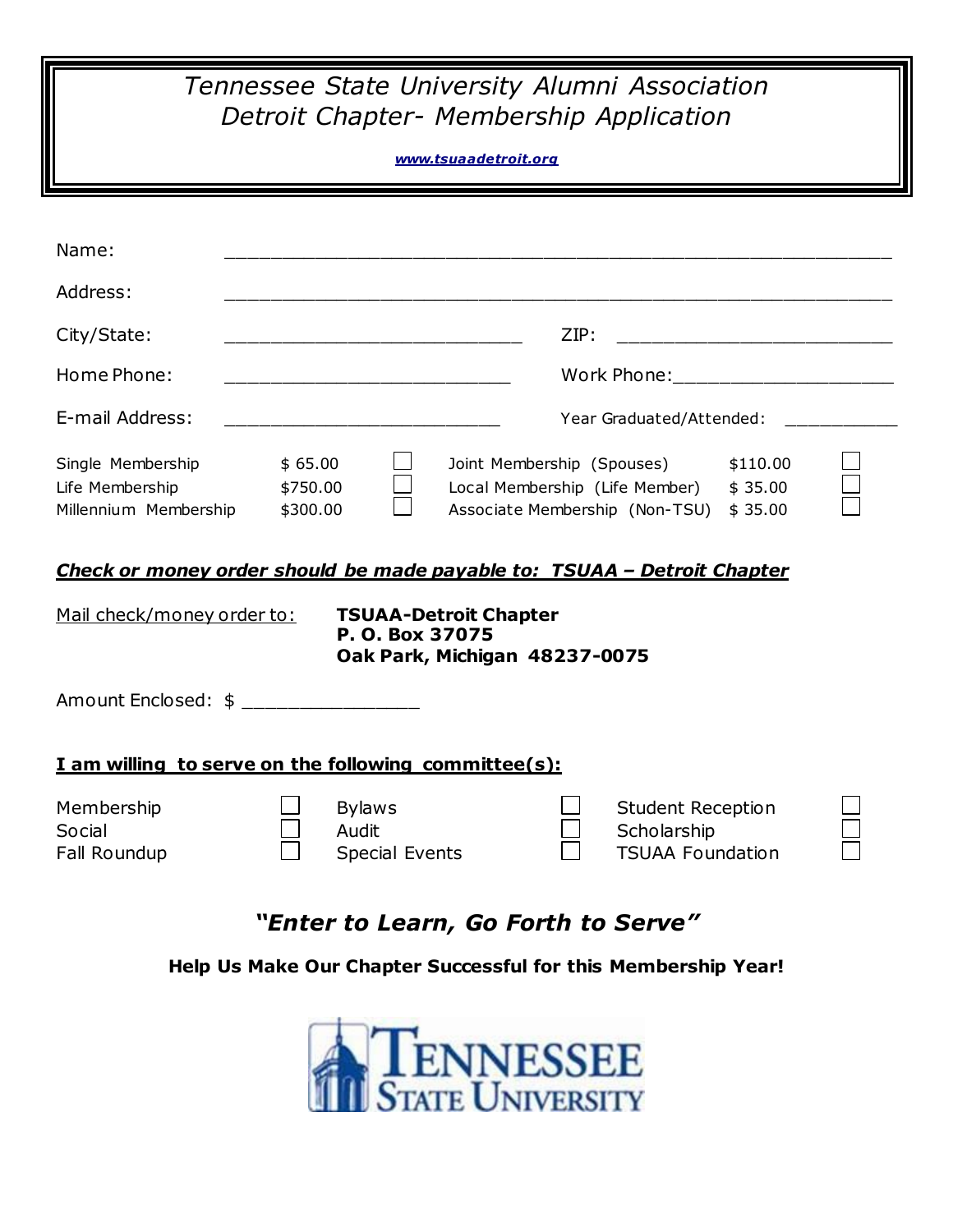# *Tennessee State University Alumni Association*
# *Detroit Chapter- Membership Application*

***www.tsuaadetroit.org***

Name: ______________________________________________________________

Address: ______________________________________________________________

City/State: ____________________________ ZIP: __________________________

Home Phone: ___________________________ Work Phone:_____________________

E-mail Address: __________________________ Year Graduated/Attended: ___________

| | | | | | |
|---|---|---|---|---|---|
| Single Membership | $ 65.00 | ☐ | Joint Membership (Spouses) | $110.00 | ☐ |
| Life Membership | $750.00 | ☐ | Local Membership (Life Member) | $ 35.00 | ☐ |
| Millennium Membership | $300.00 | ☐ | Associate Membership (Non-TSU) | $ 35.00 | ☐ |

***Check or money order should be made payable to: TSUAA – Detroit Chapter***

Mail check/money order to:

**TSUAA-Detroit Chapter**
**P. O. Box 37075**
**Oak Park, Michigan 48237-0075**

Amount Enclosed: $ ________________

**I am willing to serve on the following committee(s):**

| | | | | | |
|---|---|---|---|---|---|
| Membership | ☐ | Bylaws | ☐ | Student Reception | ☐ |
| Social | ☐ | Audit | ☐ | Scholarship | ☐ |
| Fall Roundup | ☐ | Special Events | ☐ | TSUAA Foundation | ☐ |

## ***"Enter to Learn, Go Forth to Serve"***

**Help Us Make Our Chapter Successful for this Membership Year!**

TENNESSEE STATE UNIVERSITY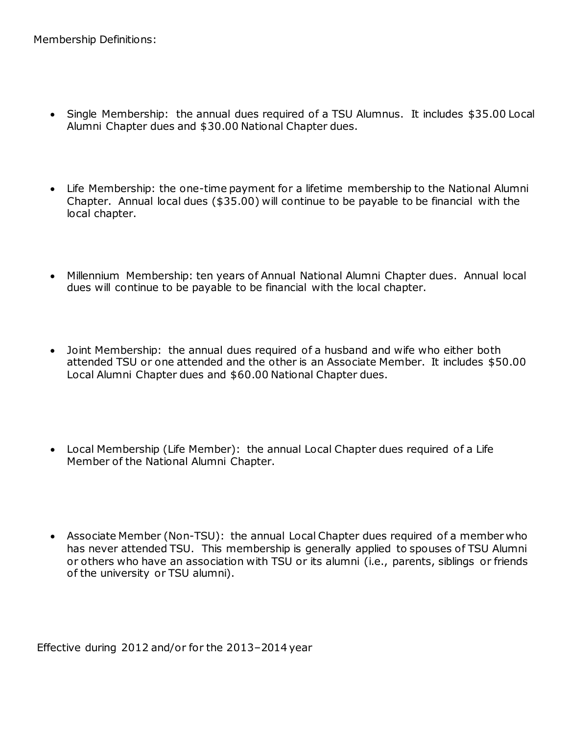Membership Definitions:

- Single Membership: the annual dues required of a TSU Alumnus. It includes $35.00 Local Alumni Chapter dues and $30.00 National Chapter dues.

- Life Membership: the one-time payment for a lifetime membership to the National Alumni Chapter. Annual local dues ($35.00) will continue to be payable to be financial with the local chapter.

- Millennium Membership: ten years of Annual National Alumni Chapter dues. Annual local dues will continue to be payable to be financial with the local chapter.

- Joint Membership: the annual dues required of a husband and wife who either both attended TSU or one attended and the other is an Associate Member. It includes $50.00 Local Alumni Chapter dues and $60.00 National Chapter dues.

- Local Membership (Life Member): the annual Local Chapter dues required of a Life Member of the National Alumni Chapter.

- Associate Member (Non-TSU): the annual Local Chapter dues required of a member who has never attended TSU. This membership is generally applied to spouses of TSU Alumni or others who have an association with TSU or its alumni (i.e., parents, siblings or friends of the university or TSU alumni).

Effective during 2012 and/or for the 2013–2014 year